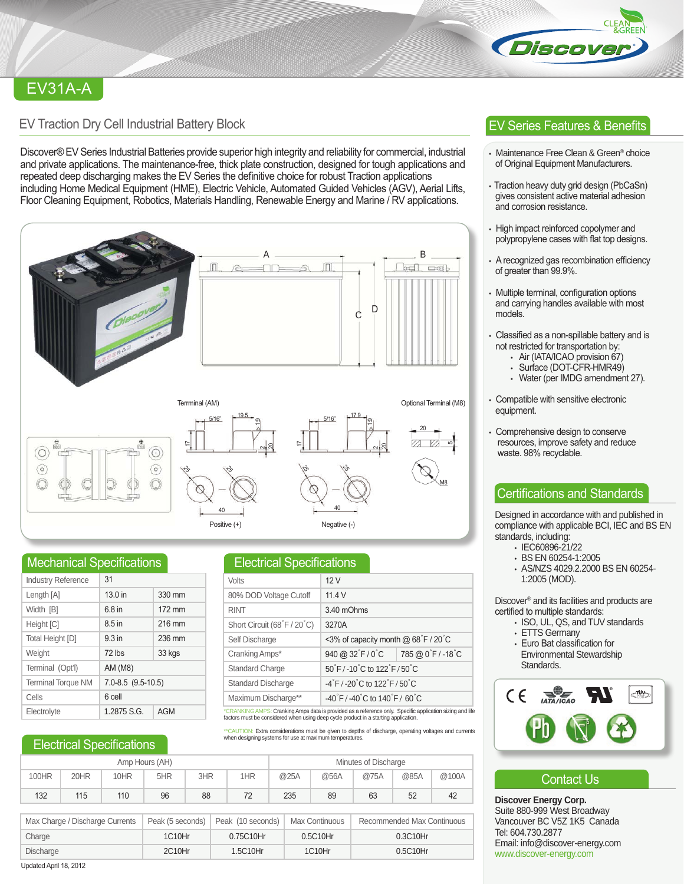# EV31A-A

## EV Traction Dry Cell Industrial Battery Block

Discover® EV Series Industrial Batteries provide superior high integrity and reliability for commercial, industrial and private applications. The maintenance-free, thick plate construction, designed for tough applications and repeated deep discharging makes the EV Series the definitive choice for robust Traction applications including Home Medical Equipment (HME), Electric Vehicle, Automated Guided Vehicles (AGV), Aerial Lifts, Floor Cleaning Equipment, Robotics, Materials Handling, Renewable Energy and Marine / RV applications.

A
B
C
D

Terminal (AM)
Optional Terminal (M8)

5/16"
19.5
1.9
17
2
20
25
40
Positive (+)

5/16"
17.9
1.9
17
2
20
25
40
Negative (-)

20
5
M8

## Mechanical Specifications

| | | |
|---|---|---|
| Industry Reference | 31 | |
| Length [A] | 13.0 in | 330 mm |
| Width [B] | 6.8 in | 172 mm |
| Height [C] | 8.5 in | 216 mm |
| Total Height [D] | 9.3 in | 236 mm |
| Weight | 72 lbs | 33 kgs |
| Terminal (Opt'l) | AM (M8) | |
| Terminal Torque NM | 7.0-8.5 (9.5-10.5) | |
| Cells | 6 cell | |
| Electrolyte | 1.2875 S.G. | AGM |

## Electrical Specifications

| | | |
|---|---|---|
| Volts | 12 V | |
| 80% DOD Voltage Cutoff | 11.4 V | |
| RINT | 3.40 mOhms | |
| Short Circuit (68˚F / 20˚C) | 3270A | |
| Self Discharge | <3% of capacity month @ 68˚F / 20˚C | |
| Cranking Amps* | 940 @ 32˚F / 0˚C | 785 @ 0˚F / -18˚C |
| Standard Charge | 50˚F / -10˚C to 122˚F / 50˚C | |
| Standard Discharge | -4˚F / -20˚C to 122˚F / 50˚C | |
| Maximum Discharge** | -40˚F / -40˚C to 140˚F / 60˚C | |

*CRANKING AMPS: Cranking Amps data is provided as a reference only. Specific application sizing and life factors must be considered when using deep cycle product in a starting application.

**CAUTION: Extra considerations must be given to depths of discharge, operating voltages and currents when designing systems for use at maximum temperatures.

## Electrical Specifications

| Amp Hours (AH) | | | | | | Minutes of Discharge | | | | |
|---|---|---|---|---|---|---|---|---|---|---|
| 100HR | 20HR | 10HR | 5HR | 3HR | 1HR | @25A | @56A | @75A | @85A | @100A |
| 132 | 115 | 110 | 96 | 88 | 72 | 235 | 89 | 63 | 52 | 42 |

| Max Charge / Discharge Currents | Peak (5 seconds) | Peak (10 seconds) | Max Continuous | Recommended Max Continuous |
|---|---|---|---|---|
| Charge | 1C10Hr | 0.75C10Hr | 0.5C10Hr | 0.3C10Hr |
| Discharge | 2C10Hr | 1.5C10Hr | 1C10Hr | 0.5C10Hr |

Updated April 18, 2012

## EV Series Features & Benefits

- Maintenance Free Clean & Green® choice of Original Equipment Manufacturers.
- Traction heavy duty grid design (PbCaSn) gives consistent active material adhesion and corrosion resistance.
- High impact reinforced copolymer and polypropylene cases with flat top designs.
- A recognized gas recombination efficiency of greater than 99.9%.
- Multiple terminal, configuration options and carrying handles available with most models.
- Classified as a non-spillable battery and is not restricted for transportation by:
  - Air (IATA/ICAO provision 67)
  - Surface (DOT-CFR-HMR49)
  - Water (per IMDG amendment 27).
- Compatible with sensitive electronic equipment.
- Comprehensive design to conserve resources, improve safety and reduce waste. 98% recyclable.

## Certifications and Standards

Designed in accordance with and published in compliance with applicable BCI, IEC and BS EN standards, including:

- IEC60896-21/22
- BS EN 60254-1:2005
- AS/NZS 4029.2.2000 BS EN 60254-1:2005 (MOD).

Discover® and its facilities and products are certified to multiple standards:

- ISO, UL, QS, and TUV standards
- ETTS Germany
- Euro Bat classification for Environmental Stewardship Standards.

## Contact Us

**Discover Energy Corp.**
Suite 880-999 West Broadway
Vancouver BC V5Z 1K5 Canada
Tel: 604.730.2877
Email: info@discover-energy.com
www.discover-energy.com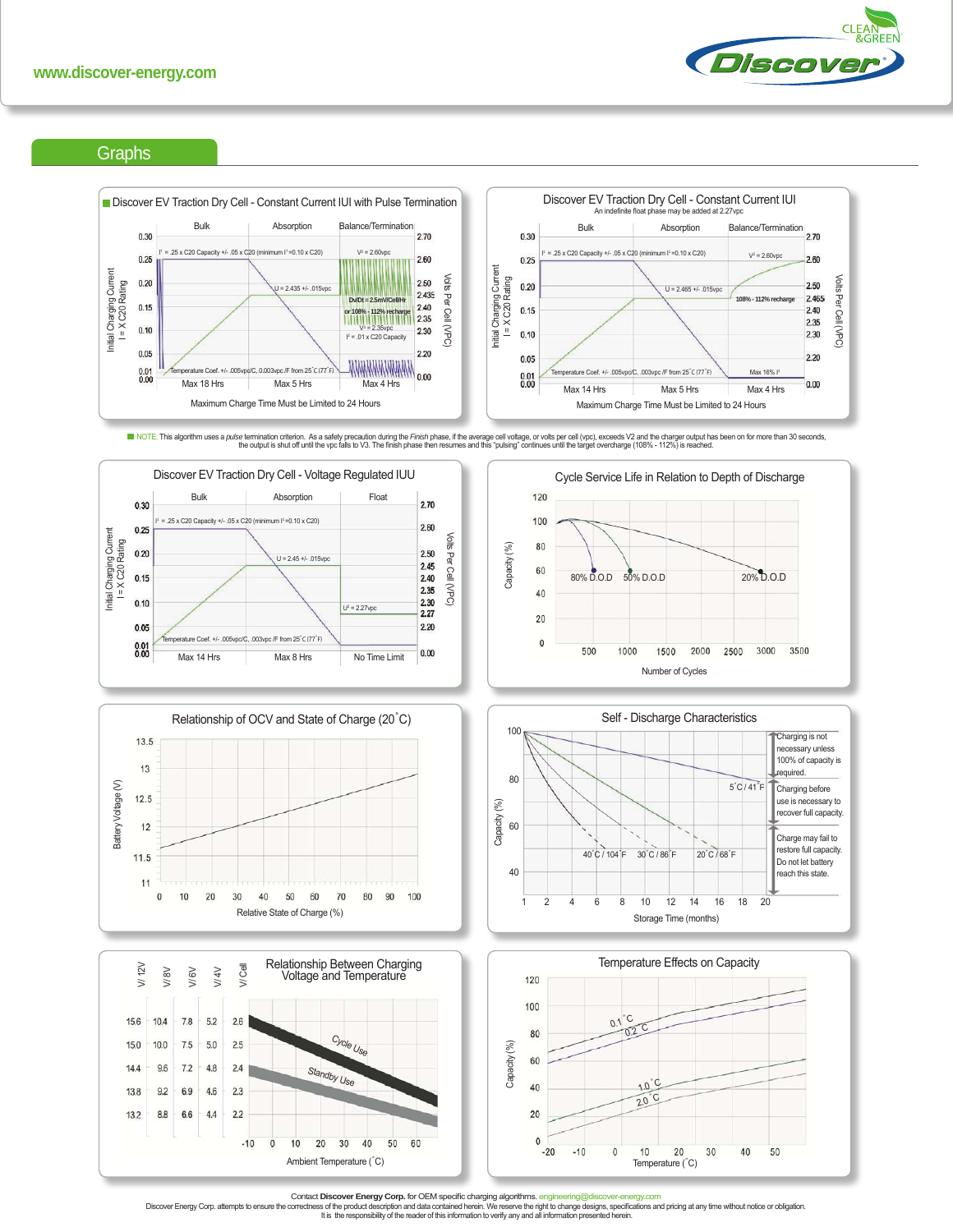www.discover-energy.com

## Graphs

### Discover EV Traction Dry Cell - Constant Current IUI with Pulse Termination

Bulk
Absorption
Balance/Termination

Initial Charging Current I = X C20 Rating

Volts Per Cell (VPC)

0.30
0.25
0.20
0.15
0.10
0.05
0.01
0.00

2.70
2.60
2.50
2.435
2.40
2.35
2.30
2.20
0.00

$I^1$ = .25 x C20 Capacity +/- .05 x C20 (minimum $I^1$=0.10 x C20)

$V^2$ = 2.60vpc

U = 2.435 +/- .015vpc

DvDt = 2.5mV/CellHr

or 108% - 112% recharge

$V^3$ = 2.35vpc

$I^2$ = .01 x C20 Capacity

Temperature Coef. +/- .005vpc/C, 0.003vpc /F from 25˚C (77˚F)

Max 18 Hrs
Max 5 Hrs
Max 4 Hrs

Maximum Charge Time Must be Limited to 24 Hours

### Discover EV Traction Dry Cell - Constant Current IUI

An indefinite float phase may be added at 2.27vpc

Bulk
Absorption
Balance/Termination

Initial Charging Current I = X C20 Rating

Volts Per Cell (VPC)

0.30
0.25
0.20
0.15
0.10
0.05
0.01
0.00

2.70
2.60
2.50
2.465
2.40
2.35
2.30
2.20
0.00

$I^1$ = .25 x C20 Capacity +/- .05 x C20 (minimum $I^1$=0.10 x C20)

$V^2$ = 2.60vpc

U = 2.465 +/- .015vpc

108% - 112% recharge

Max 16% $I^1$

Temperature Coef. +/- .005vpc/C, .003vpc /F from 25˚C (77˚F)

Max 14 Hrs
Max 5 Hrs
Max 4 Hrs

Maximum Charge Time Must be Limited to 24 Hours

NOTE: This algorithm uses a *pulse* termination criterion. As a safety precaution during the *Finish* phase, if the average cell voltage, or volts per cell (vpc), exceeds V2 and the charger output has been on for more than 30 seconds, the output is shut off until the vpc falls to V3. The finish phase then resumes and this "pulsing" continues until the target overcharge (108% - 112%) is reached.

### Discover EV Traction Dry Cell - Voltage Regulated IUU

Bulk
Absorption
Float

Initial Charging Current I = X C20 Rating

Volts Per Cell (VPC)

0.30
0.25
0.20
0.15
0.10
0.05
0.01
0.00

2.70
2.60
2.50
2.45
2.40
2.35
2.30
2.27
2.20
0.00

$I^1$ = .25 x C20 Capacity +/- .05 x C20 (minimum $I^1$=0.10 x C20)

U = 2.45 +/- .015vpc

$U^2$ = 2.27vpc

Temperature Coef. +/- .005vpc/C, .003vpc /F from 25˚C (77˚F)

Max 14 Hrs
Max 8 Hrs
No Time Limit

### Cycle Service Life in Relation to Depth of Discharge

Capacity (%)

120
100
80
60
40
20
0

80% D.O.D
50% D.O.D
20% D.O.D

500
1000
1500
2000
2500
3000
3500

Number of Cycles

### Relationship of OCV and State of Charge (20˚C)

Battery Voltage (V)

13.5
13
12.5
12
11.5
11

0
10
20
30
40
50
60
70
80
90
100

Relative State of Charge (%)

### Self - Discharge Characteristics

Capacity (%)

100
80
60
40

5˚C / 41˚F
40˚C / 104˚F
30˚C / 86˚F
20˚C / 68˚F

Charging is not necessary unless 100% of capacity is required.

Charging before use is necessary to recover full capacity.

Charge may fail to restore full capacity. Do not let battery reach this state.

1
2
4
6
8
10
12
14
16
18
20

Storage Time (months)

### Relationship Between Charging Voltage and Temperature

V/ 12V
V/ 8V
V/ 6V
V/ 4V
V/ Cell

15.6
10.4
7.8
5.2
2.6

15.0
10.0
7.5
5.0
2.5

14.4
9.6
7.2
4.8
2.4

13.8
9.2
6.9
4.6
2.3

13.2
8.8
6.6
4.4
2.2

Cycle Use
Standby Use

-10
0
10
20
30
40
50
60

Ambient Temperature (˚C)

### Temperature Effects on Capacity

Capacity (%)

120
100
80
60
40
20
0

0.1˚C
0.2˚C
1.0˚C
2.0˚C

-20
-10
0
10
20
30
40
50

Temperature (˚C)

Contact **Discover Energy Corp.** for OEM specific charging algorithms. engineering@discover-energy.com

Discover Energy Corp. attempts to ensure the correctness of the product description and data contained herein. We reserve the right to change designs, specifications and pricing at any time without notice or obligation. It is the responsibility of the reader of this information to verify any and all information presented herein.